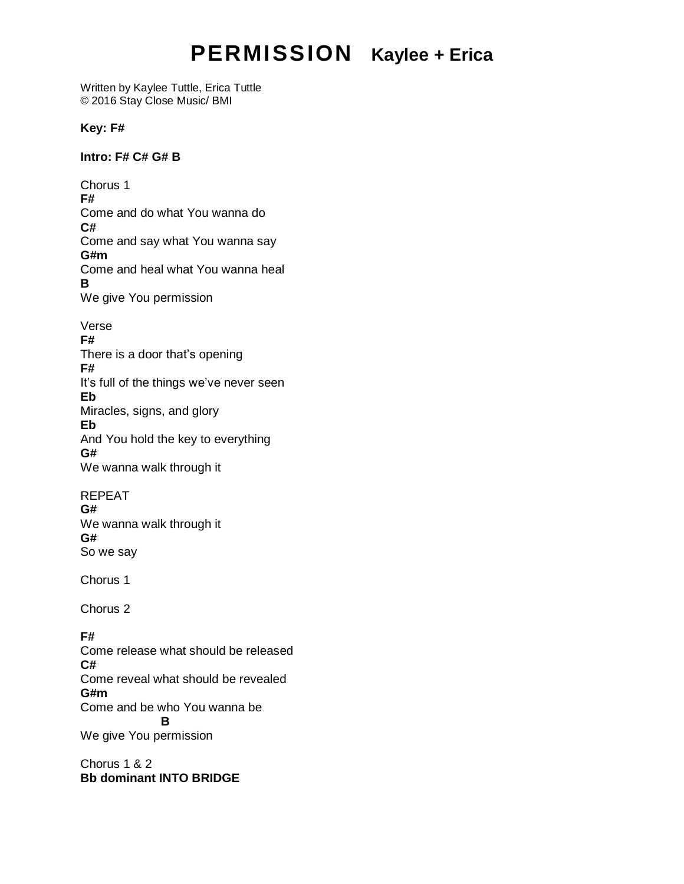# PERMISSION Kaylee + Erica

Written by Kaylee Tuttle, Erica Tuttle
© 2016 Stay Close Music/ BMI

**Key: F#**

**Intro: F# C# G# B**

Chorus 1
**F#**
Come and do what You wanna do
**C#**
Come and say what You wanna say
**G#m**
Come and heal what You wanna heal
**B**
We give You permission

Verse
**F#**
There is a door that's opening
**F#**
It's full of the things we've never seen
**Eb**
Miracles, signs, and glory
**Eb**
And You hold the key to everything
**G#**
We wanna walk through it

REPEAT
**G#**
We wanna walk through it
**G#**
So we say

Chorus 1

Chorus 2

**F#**
Come release what should be released
**C#**
Come reveal what should be revealed
**G#m**
Come and be who You wanna be
**B**
We give You permission

Chorus 1 & 2
**Bb dominant INTO BRIDGE**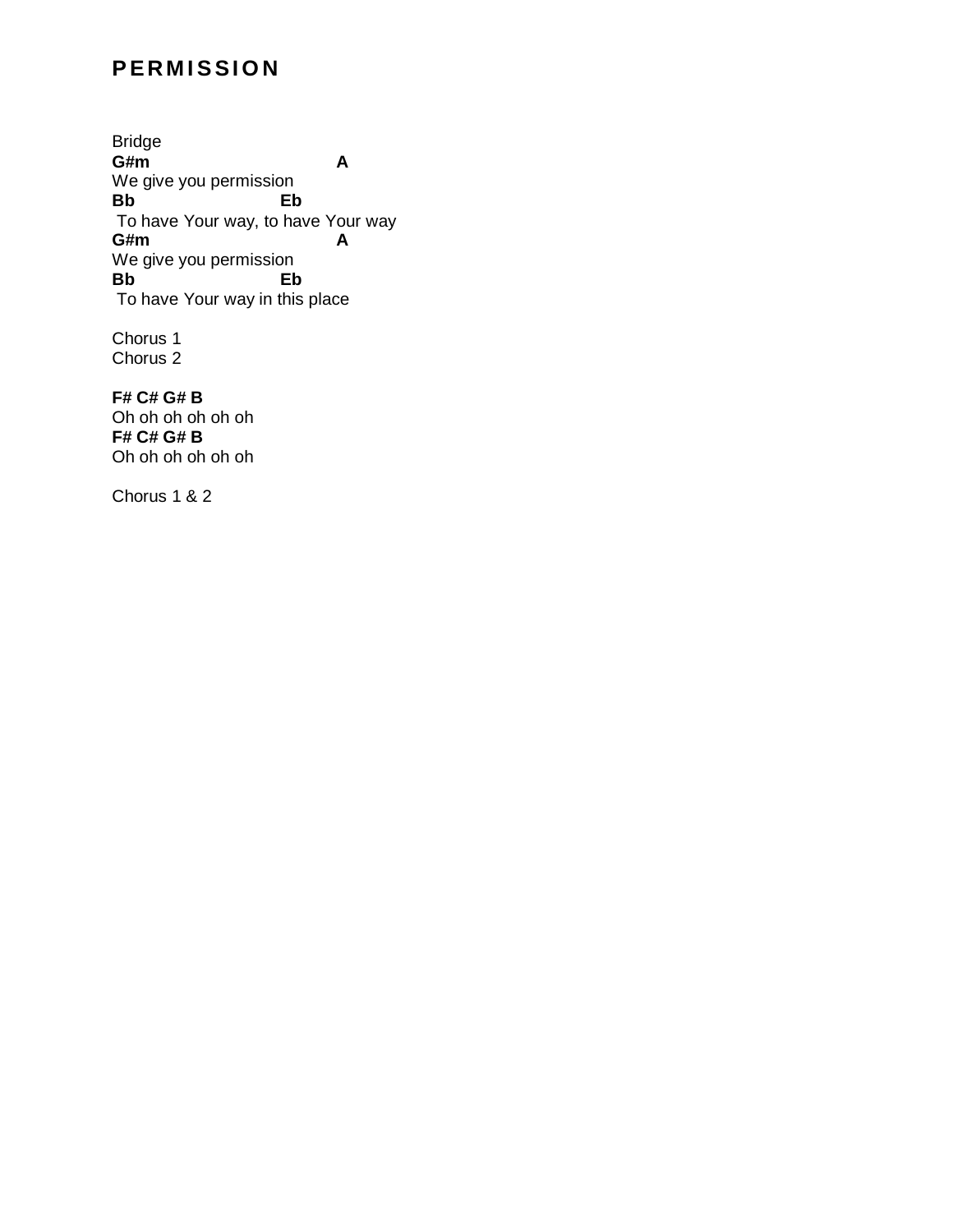## PERMISSION

Bridge

```
G#m                         A
We give you permission
Bb                  Eb
 To have Your way, to have Your way
G#m                         A
We give you permission
Bb                  Eb
 To have Your way in this place
```

Chorus 1
Chorus 2

```
F# C# G# B
Oh oh oh oh oh oh
F# C# G# B
Oh oh oh oh oh oh
```

Chorus 1 & 2